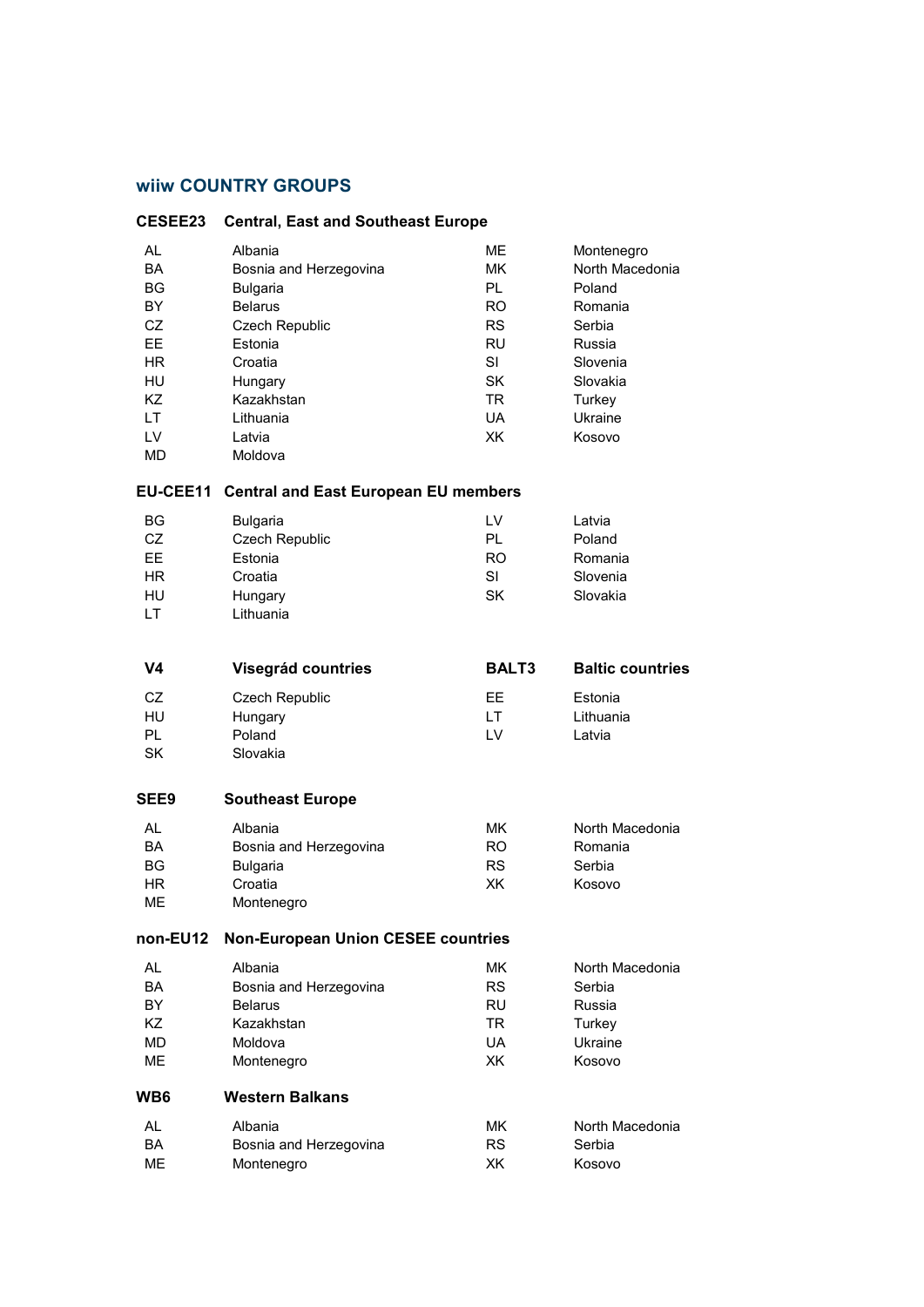# wiiw COUNTRY GROUPS

## CESEE23 Central, East and Southeast Europe

| | | | |
|---|---|---|---|
| AL | Albania | ME | Montenegro |
| BA | Bosnia and Herzegovina | MK | North Macedonia |
| BG | Bulgaria | PL | Poland |
| BY | Belarus | RO | Romania |
| CZ | Czech Republic | RS | Serbia |
| EE | Estonia | RU | Russia |
| HR | Croatia | SI | Slovenia |
| HU | Hungary | SK | Slovakia |
| KZ | Kazakhstan | TR | Turkey |
| LT | Lithuania | UA | Ukraine |
| LV | Latvia | XK | Kosovo |
| MD | Moldova | | |

## EU-CEE11 Central and East European EU members

| | | | |
|---|---|---|---|
| BG | Bulgaria | LV | Latvia |
| CZ | Czech Republic | PL | Poland |
| EE | Estonia | RO | Romania |
| HR | Croatia | SI | Slovenia |
| HU | Hungary | SK | Slovakia |
| LT | Lithuania | | |

## V4 Visegrád countries

| | |
|---|---|
| CZ | Czech Republic |
| HU | Hungary |
| PL | Poland |
| SK | Slovakia |

## BALT3 Baltic countries

| | |
|---|---|
| EE | Estonia |
| LT | Lithuania |
| LV | Latvia |

## SEE9 Southeast Europe

| | | | |
|---|---|---|---|
| AL | Albania | MK | North Macedonia |
| BA | Bosnia and Herzegovina | RO | Romania |
| BG | Bulgaria | RS | Serbia |
| HR | Croatia | XK | Kosovo |
| ME | Montenegro | | |

## non-EU12 Non-European Union CESEE countries

| | | | |
|---|---|---|---|
| AL | Albania | MK | North Macedonia |
| BA | Bosnia and Herzegovina | RS | Serbia |
| BY | Belarus | RU | Russia |
| KZ | Kazakhstan | TR | Turkey |
| MD | Moldova | UA | Ukraine |
| ME | Montenegro | XK | Kosovo |

## WB6 Western Balkans

| | | | |
|---|---|---|---|
| AL | Albania | MK | North Macedonia |
| BA | Bosnia and Herzegovina | RS | Serbia |
| ME | Montenegro | XK | Kosovo |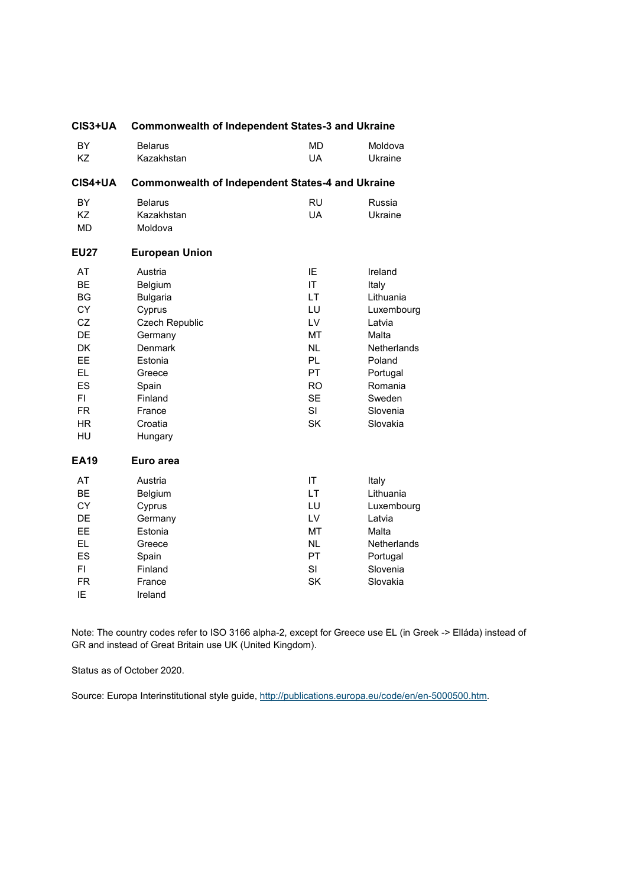## CIS3+UA Commonwealth of Independent States-3 and Ukraine

| | | | |
|---|---|---|---|
| BY | Belarus | MD | Moldova |
| KZ | Kazakhstan | UA | Ukraine |

## CIS4+UA Commonwealth of Independent States-4 and Ukraine

| | | | |
|---|---|---|---|
| BY | Belarus | RU | Russia |
| KZ | Kazakhstan | UA | Ukraine |
| MD | Moldova | | |

## EU27 European Union

| | | | |
|---|---|---|---|
| AT | Austria | IE | Ireland |
| BE | Belgium | IT | Italy |
| BG | Bulgaria | LT | Lithuania |
| CY | Cyprus | LU | Luxembourg |
| CZ | Czech Republic | LV | Latvia |
| DE | Germany | MT | Malta |
| DK | Denmark | NL | Netherlands |
| EE | Estonia | PL | Poland |
| EL | Greece | PT | Portugal |
| ES | Spain | RO | Romania |
| FI | Finland | SE | Sweden |
| FR | France | SI | Slovenia |
| HR | Croatia | SK | Slovakia |
| HU | Hungary | | |

## EA19 Euro area

| | | | |
|---|---|---|---|
| AT | Austria | IT | Italy |
| BE | Belgium | LT | Lithuania |
| CY | Cyprus | LU | Luxembourg |
| DE | Germany | LV | Latvia |
| EE | Estonia | MT | Malta |
| EL | Greece | NL | Netherlands |
| ES | Spain | PT | Portugal |
| FI | Finland | SI | Slovenia |
| FR | France | SK | Slovakia |
| IE | Ireland | | |

Note: The country codes refer to ISO 3166 alpha-2, except for Greece use EL (in Greek -> Elláda) instead of GR and instead of Great Britain use UK (United Kingdom).

Status as of October 2020.

Source: Europa Interinstitutional style guide, http://publications.europa.eu/code/en/en-5000500.htm.